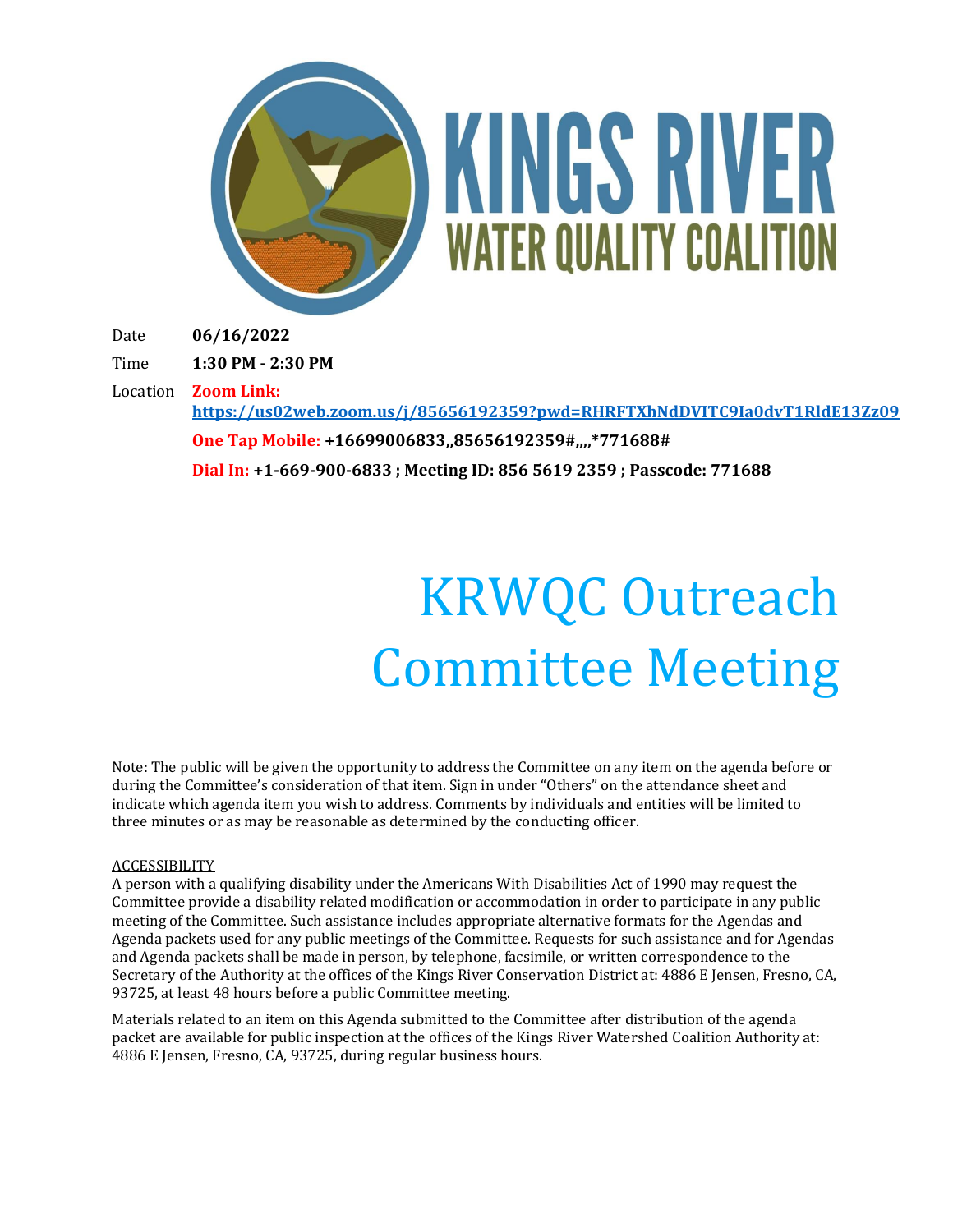# KINGS RIVER WATER QUALITY COALITION

Date **06/16/2022**

Time **1:30 PM - 2:30 PM**

Location **Zoom Link:**
**https://us02web.zoom.us/j/85656192359?pwd=RHRFTXhNdDVITC9Ia0dvT1RldE13Zz09**

**One Tap Mobile: +16699006833,,85656192359#,,,,*771688#**

**Dial In: +1-669-900-6833 ; Meeting ID: 856 5619 2359 ; Passcode: 771688**

# KRWQC Outreach Committee Meeting

Note: The public will be given the opportunity to address the Committee on any item on the agenda before or during the Committee's consideration of that item. Sign in under "Others" on the attendance sheet and indicate which agenda item you wish to address. Comments by individuals and entities will be limited to three minutes or as may be reasonable as determined by the conducting officer.

ACCESSIBILITY

A person with a qualifying disability under the Americans With Disabilities Act of 1990 may request the Committee provide a disability related modification or accommodation in order to participate in any public meeting of the Committee. Such assistance includes appropriate alternative formats for the Agendas and Agenda packets used for any public meetings of the Committee. Requests for such assistance and for Agendas and Agenda packets shall be made in person, by telephone, facsimile, or written correspondence to the Secretary of the Authority at the offices of the Kings River Conservation District at: 4886 E Jensen, Fresno, CA, 93725, at least 48 hours before a public Committee meeting.

Materials related to an item on this Agenda submitted to the Committee after distribution of the agenda packet are available for public inspection at the offices of the Kings River Watershed Coalition Authority at: 4886 E Jensen, Fresno, CA, 93725, during regular business hours.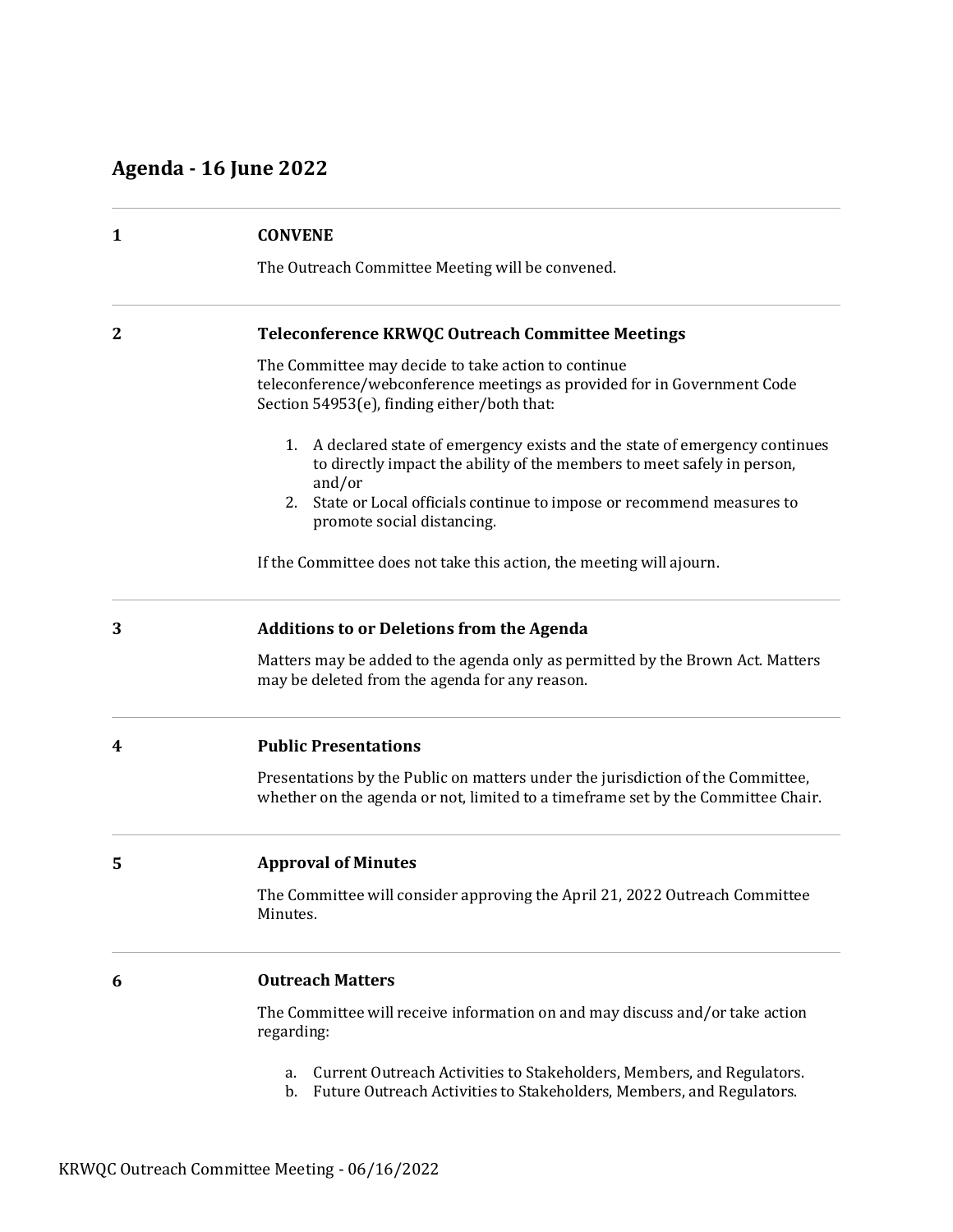## Agenda - 16 June 2022

**1** **CONVENE**

The Outreach Committee Meeting will be convened.

**2** **Teleconference KRWQC Outreach Committee Meetings**

The Committee may decide to take action to continue teleconference/webconference meetings as provided for in Government Code Section 54953(e), finding either/both that:

1. A declared state of emergency exists and the state of emergency continues to directly impact the ability of the members to meet safely in person, and/or
2. State or Local officials continue to impose or recommend measures to promote social distancing.

If the Committee does not take this action, the meeting will ajourn.

**3** **Additions to or Deletions from the Agenda**

Matters may be added to the agenda only as permitted by the Brown Act. Matters may be deleted from the agenda for any reason.

**4** **Public Presentations**

Presentations by the Public on matters under the jurisdiction of the Committee, whether on the agenda or not, limited to a timeframe set by the Committee Chair.

**5** **Approval of Minutes**

The Committee will consider approving the April 21, 2022 Outreach Committee Minutes.

**6** **Outreach Matters**

The Committee will receive information on and may discuss and/or take action regarding:

a. Current Outreach Activities to Stakeholders, Members, and Regulators.
b. Future Outreach Activities to Stakeholders, Members, and Regulators.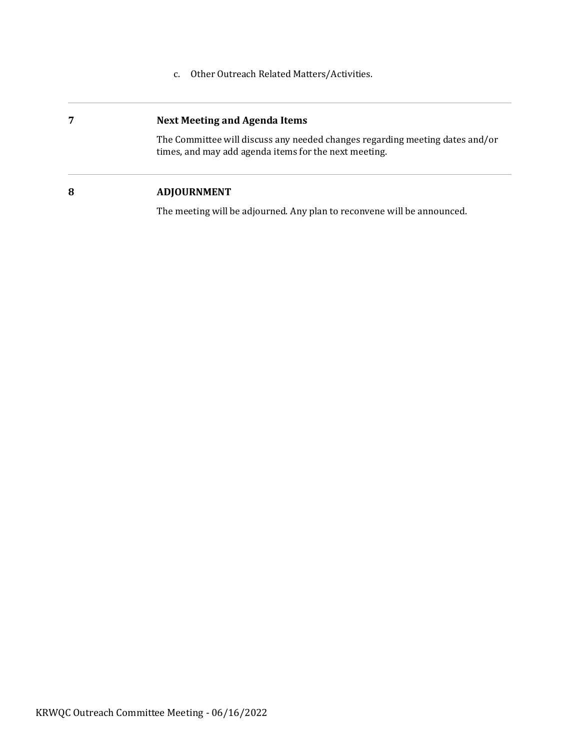c. Other Outreach Related Matters/Activities.

---

**7** **Next Meeting and Agenda Items**

The Committee will discuss any needed changes regarding meeting dates and/or times, and may add agenda items for the next meeting.

---

**8** **ADJOURNMENT**

The meeting will be adjourned. Any plan to reconvene will be announced.